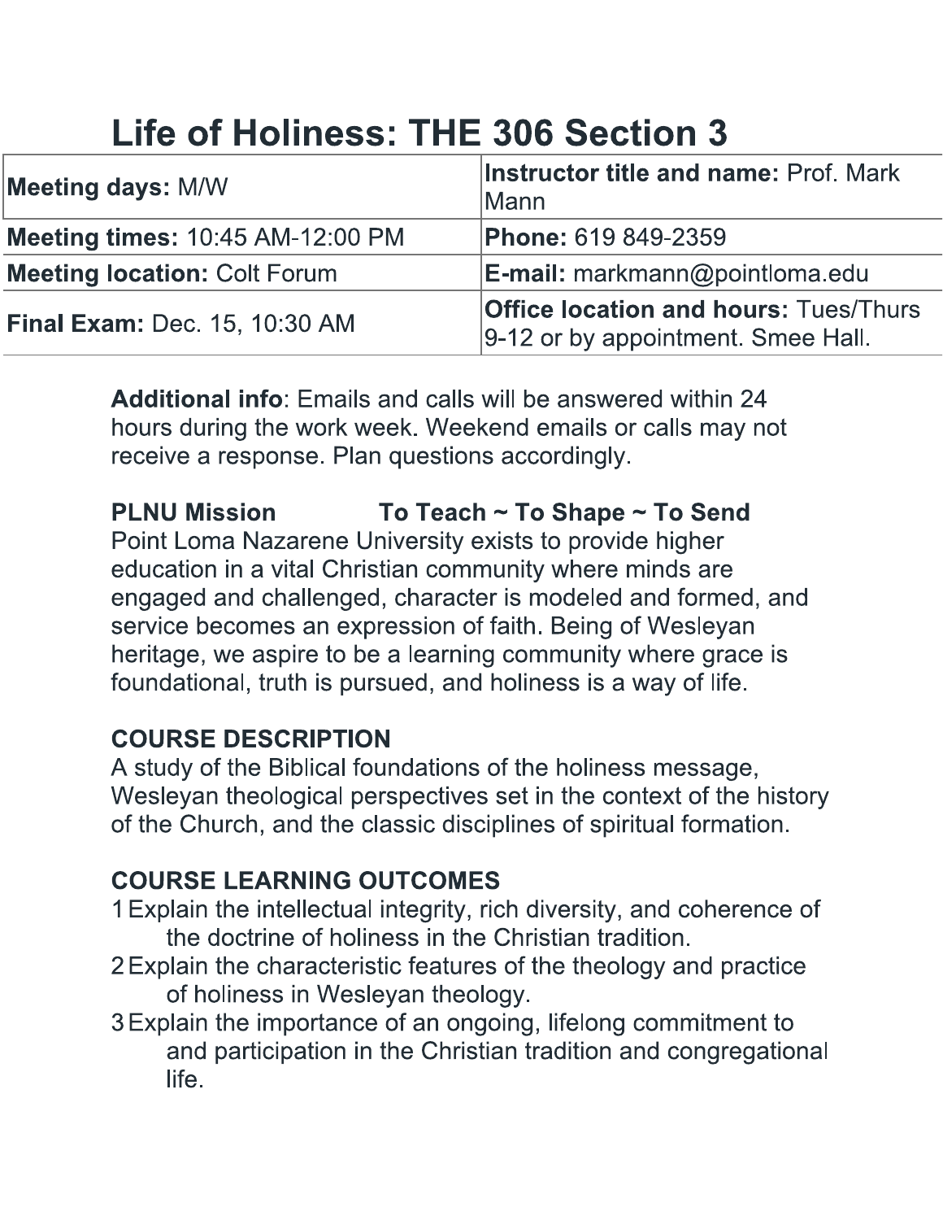# Life of Holiness: THE 306 Section 3

| Meeting days: M/W | Instructor title and name: Prof. Mark Mann |
|---|---|
| **Meeting times:** 10:45 AM-12:00 PM | **Phone:** 619 849-2359 |
| **Meeting location:** Colt Forum | **E-mail:** markmann@pointloma.edu |
| **Final Exam:** Dec. 15, 10:30 AM | **Office location and hours:** Tues/Thurs 9-12 or by appointment. Smee Hall. |

**Additional info**: Emails and calls will be answered within 24 hours during the work week. Weekend emails or calls may not receive a response. Plan questions accordingly.

**PLNU Mission To Teach ~ To Shape ~ To Send**

Point Loma Nazarene University exists to provide higher education in a vital Christian community where minds are engaged and challenged, character is modeled and formed, and service becomes an expression of faith. Being of Wesleyan heritage, we aspire to be a learning community where grace is foundational, truth is pursued, and holiness is a way of life.

## COURSE DESCRIPTION

A study of the Biblical foundations of the holiness message, Wesleyan theological perspectives set in the context of the history of the Church, and the classic disciplines of spiritual formation.

## COURSE LEARNING OUTCOMES

1. Explain the intellectual integrity, rich diversity, and coherence of the doctrine of holiness in the Christian tradition.
2. Explain the characteristic features of the theology and practice of holiness in Wesleyan theology.
3. Explain the importance of an ongoing, lifelong commitment to and participation in the Christian tradition and congregational life.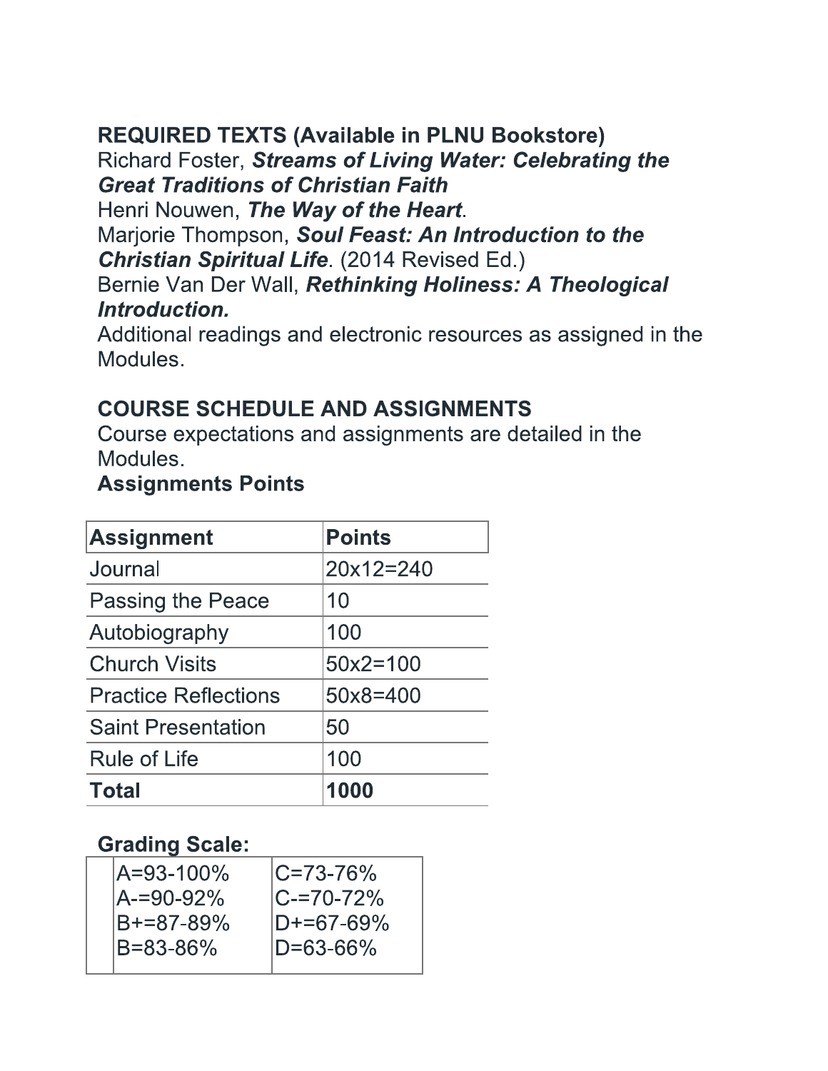**REQUIRED TEXTS (Available in PLNU Bookstore)**

Richard Foster, ***Streams of Living Water: Celebrating the Great Traditions of Christian Faith***

Henri Nouwen, ***The Way of the Heart***.

Marjorie Thompson, ***Soul Feast: An Introduction to the Christian Spiritual Life***. (2014 Revised Ed.)

Bernie Van Der Wall, ***Rethinking Holiness: A Theological Introduction.***

Additional readings and electronic resources as assigned in the Modules.

**COURSE SCHEDULE AND ASSIGNMENTS**

Course expectations and assignments are detailed in the Modules.

**Assignments Points**

| **Assignment** | **Points** |
| --- | --- |
| Journal | 20x12=240 |
| Passing the Peace | 10 |
| Autobiography | 100 |
| Church Visits | 50x2=100 |
| Practice Reflections | 50x8=400 |
| Saint Presentation | 50 |
| Rule of Life | 100 |
| **Total** | **1000** |

**Grading Scale:**

| | | |
| --- | --- | --- |
| | A=93-100% | C=73-76% |
| | A-=90-92% | C-=70-72% |
| | B+=87-89% | D+=67-69% |
| | B=83-86% | D=63-66% |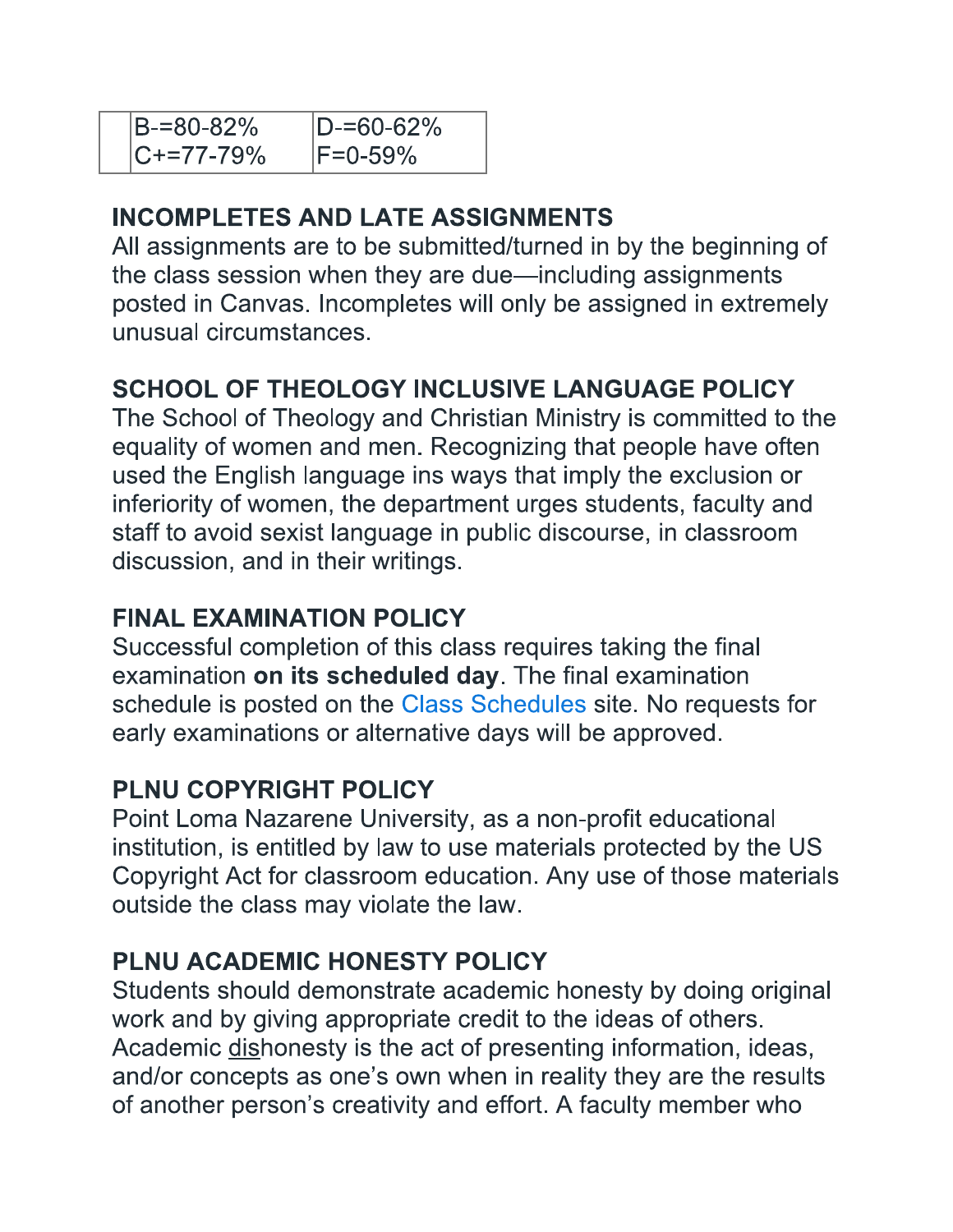| | | |
|---|---|---|
| | B-=80-82% | D-=60-62% |
| | C+=77-79% | F=0-59% |

## INCOMPLETES AND LATE ASSIGNMENTS

All assignments are to be submitted/turned in by the beginning of the class session when they are due—including assignments posted in Canvas. Incompletes will only be assigned in extremely unusual circumstances.

## SCHOOL OF THEOLOGY INCLUSIVE LANGUAGE POLICY

The School of Theology and Christian Ministry is committed to the equality of women and men. Recognizing that people have often used the English language ins ways that imply the exclusion or inferiority of women, the department urges students, faculty and staff to avoid sexist language in public discourse, in classroom discussion, and in their writings.

## FINAL EXAMINATION POLICY

Successful completion of this class requires taking the final examination **on its scheduled day**. The final examination schedule is posted on the Class Schedules site. No requests for early examinations or alternative days will be approved.

## PLNU COPYRIGHT POLICY

Point Loma Nazarene University, as a non-profit educational institution, is entitled by law to use materials protected by the US Copyright Act for classroom education. Any use of those materials outside the class may violate the law.

## PLNU ACADEMIC HONESTY POLICY

Students should demonstrate academic honesty by doing original work and by giving appropriate credit to the ideas of others. Academic dishonesty is the act of presenting information, ideas, and/or concepts as one's own when in reality they are the results of another person's creativity and effort. A faculty member who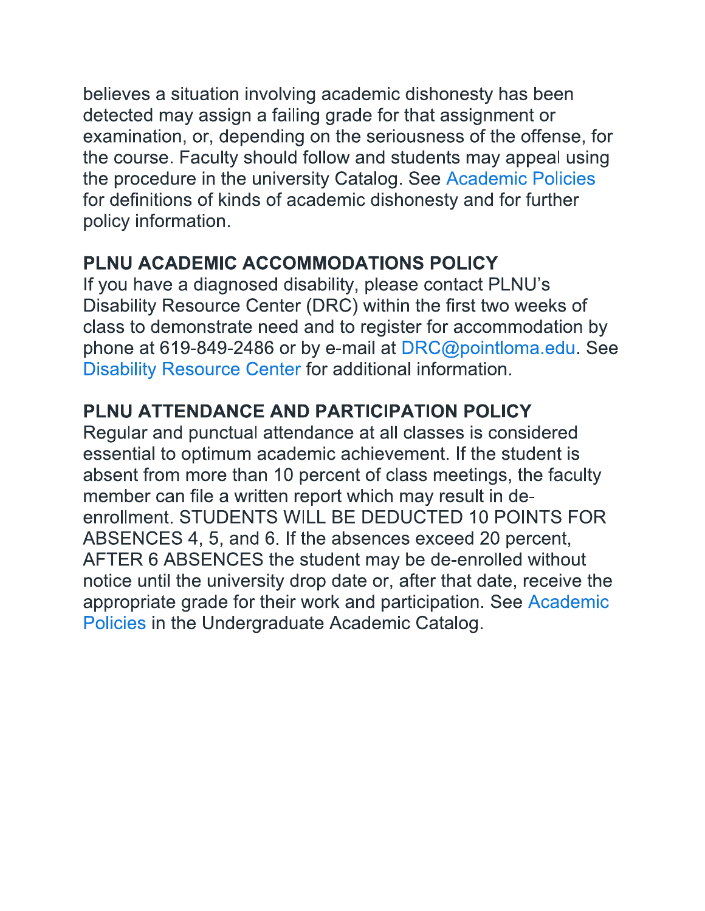believes a situation involving academic dishonesty has been detected may assign a failing grade for that assignment or examination, or, depending on the seriousness of the offense, for the course. Faculty should follow and students may appeal using the procedure in the university Catalog. See Academic Policies for definitions of kinds of academic dishonesty and for further policy information.

## PLNU ACADEMIC ACCOMMODATIONS POLICY

If you have a diagnosed disability, please contact PLNU's Disability Resource Center (DRC) within the first two weeks of class to demonstrate need and to register for accommodation by phone at 619-849-2486 or by e-mail at DRC@pointloma.edu. See Disability Resource Center for additional information.

## PLNU ATTENDANCE AND PARTICIPATION POLICY

Regular and punctual attendance at all classes is considered essential to optimum academic achievement. If the student is absent from more than 10 percent of class meetings, the faculty member can file a written report which may result in de-enrollment. STUDENTS WILL BE DEDUCTED 10 POINTS FOR ABSENCES 4, 5, and 6. If the absences exceed 20 percent, AFTER 6 ABSENCES the student may be de-enrolled without notice until the university drop date or, after that date, receive the appropriate grade for their work and participation. See Academic Policies in the Undergraduate Academic Catalog.